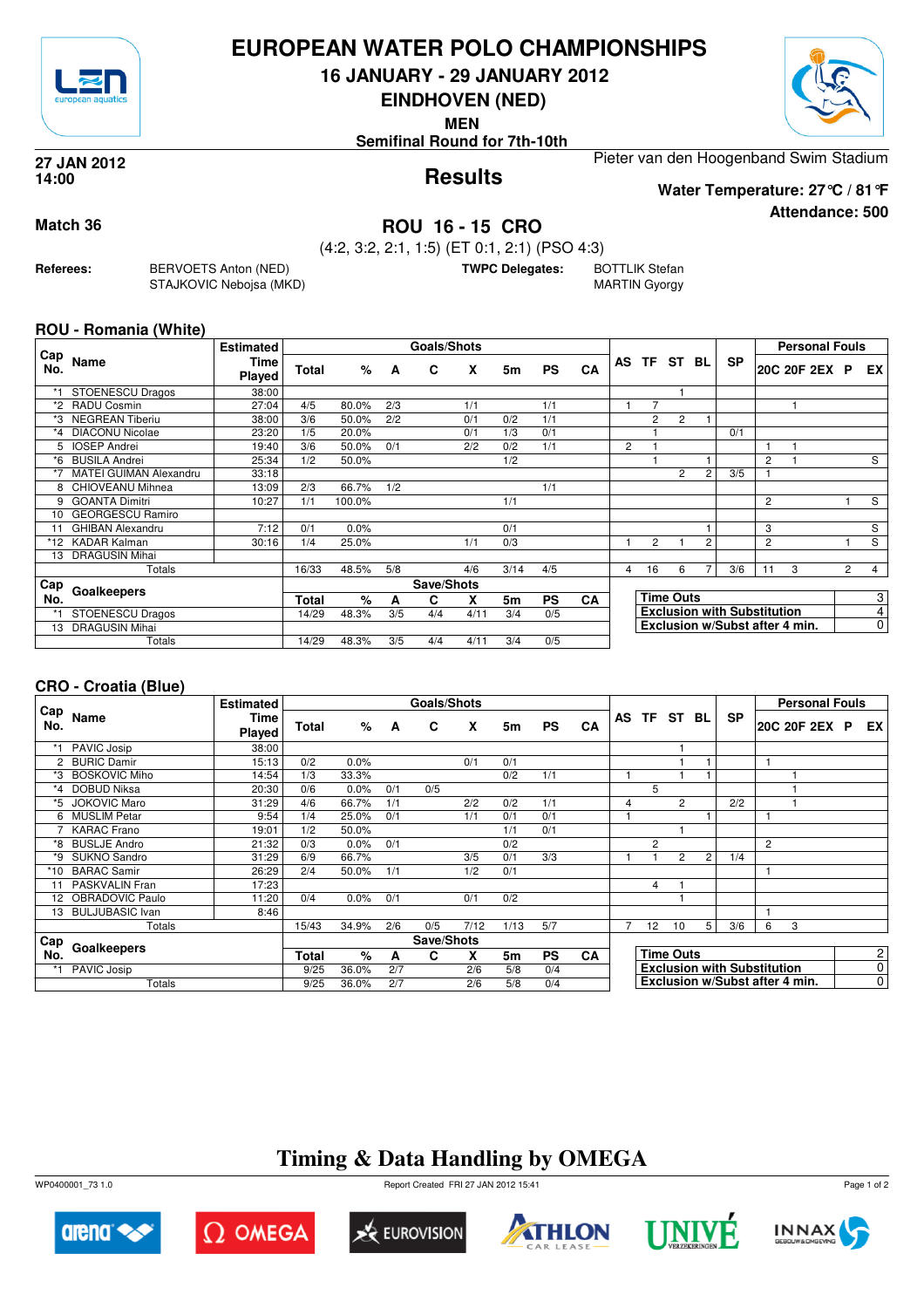# EUROPEAN WATER POLO CHAMPIONSHIPS

**16 JANUARY - 29 JANUARY 2012**

**EINDHOVEN (NED)**

**MEN**

**Semifinal Round for 7th-10th**

**27 JAN 2012**
**14:00**

## Results

Pieter van den Hoogenband Swim Stadium

**Water Temperature: 27°C / 81°F**

**Attendance: 500**

**Match 36**

## ROU 16 - 15 CRO

(4:2, 3:2, 2:1, 1:5) (ET 0:1, 2:1) (PSO 4:3)

**Referees:** BERVOETS Anton (NED), STAJKOVIC Nebojsa (MKD)

**TWPC Delegates:** BOTTLIK Stefan, MARTIN Gyorgy

### ROU - Romania (White)

| Cap No. | Name | Estimated Time Played | Total | % | A | C | X | 5m | PS | CA | AS | TF | ST | BL | SP | 20C | 20F | 2EX | P | EX |
|---|---|---|---|---|---|---|---|---|---|---|---|---|---|---|---|---|---|---|---|---|
| *1 | STOENESCU Dragos | 38:00 | | | | | | | | | | | 1 | | | | | | | |
| *2 | RADU Cosmin | 27:04 | 4/5 | 80.0% | 2/3 | | 1/1 | | 1/1 | | 1 | 7 | | | | | 1 | | | |
| *3 | NEGREAN Tiberiu | 38:00 | 3/6 | 50.0% | 2/2 | | 0/1 | 0/2 | 1/1 | | | 2 | 2 | 1 | | | | | | |
| *4 | DIACONU Nicolae | 23:20 | 1/5 | 20.0% | | | 0/1 | 1/3 | 0/1 | | | 1 | | | 0/1 | | | | | |
| 5 | IOSEP Andrei | 19:40 | 3/6 | 50.0% | 0/1 | | 2/2 | 0/2 | 1/1 | | 2 | 1 | | | | 1 | 1 | | | |
| *6 | BUSILA Andrei | 25:34 | 1/2 | 50.0% | | | | 1/2 | | | | 1 | | 1 | | 2 | 1 | | | S |
| *7 | MATEI GUIMAN Alexandru | 33:18 | | | | | | | | | | | 2 | 2 | 3/5 | 1 | | | | |
| 8 | CHIOVEANU Mihnea | 13:09 | 2/3 | 66.7% | 1/2 | | | | 1/1 | | | | | | | | | | | |
| 9 | GOANTA Dimitri | 10:27 | 1/1 | 100.0% | | | | 1/1 | | | | | | | | 2 | | | 1 | S |
| 10 | GEORGESCU Ramiro | | | | | | | | | | | | | | | | | | | |
| 11 | GHIBAN Alexandru | 7:12 | 0/1 | 0.0% | | | | 0/1 | | | | | | 1 | | 3 | | | | S |
| *12 | KADAR Kalman | 30:16 | 1/4 | 25.0% | | | 1/1 | 0/3 | | | 1 | 2 | 1 | 2 | | 2 | | | 1 | S |
| 13 | DRAGUSIN Mihai | | | | | | | | | | | | | | | | | | | |
| | Totals | | 16/33 | 48.5% | 5/8 | | 4/6 | 3/14 | 4/5 | | 4 | 16 | 6 | 7 | 3/6 | 11 | 3 | | 2 | 4 |

| Cap No. | Goalkeepers | Total | % | A | C | X | 5m | PS | CA |
|---|---|---|---|---|---|---|---|---|---|
| *1 | STOENESCU Dragos | 14/29 | 48.3% | 3/5 | 4/4 | 4/11 | 3/4 | 0/5 | |
| 13 | DRAGUSIN Mihai | | | | | | | | |
| | Totals | 14/29 | 48.3% | 3/5 | 4/4 | 4/11 | 3/4 | 0/5 | |

| | |
|---|---|
| Time Outs | 3 |
| Exclusion with Substitution | 4 |
| Exclusion w/Subst after 4 min. | 0 |

### CRO - Croatia (Blue)

| Cap No. | Name | Estimated Time Played | Total | % | A | C | X | 5m | PS | CA | AS | TF | ST | BL | SP | 20C | 20F | 2EX | P | EX |
|---|---|---|---|---|---|---|---|---|---|---|---|---|---|---|---|---|---|---|---|---|
| *1 | PAVIC Josip | 38:00 | | | | | | | | | | | 1 | | | | | | | |
| 2 | BURIC Damir | 15:13 | 0/2 | 0.0% | | | 0/1 | 0/1 | | | | | 1 | 1 | | 1 | | | | |
| *3 | BOSKOVIC Miho | 14:54 | 1/3 | 33.3% | | | | 0/2 | 1/1 | | 1 | | 1 | 1 | | | 1 | | | |
| *4 | DOBUD Niksa | 20:30 | 0/6 | 0.0% | 0/1 | 0/5 | | | | | | 5 | | | | | 1 | | | |
| *5 | JOKOVIC Maro | 31:29 | 4/6 | 66.7% | 1/1 | | 2/2 | 0/2 | 1/1 | | 4 | | 2 | | 2/2 | | 1 | | | |
| 6 | MUSLIM Petar | 9:54 | 1/4 | 25.0% | 0/1 | | 1/1 | 0/1 | 0/1 | | 1 | | | 1 | | 1 | | | | |
| 7 | KARAC Frano | 19:01 | 1/2 | 50.0% | | | | 1/1 | 0/1 | | | | 1 | | | | | | | |
| *8 | BUSLJE Andro | 21:32 | 0/3 | 0.0% | 0/1 | | | 0/2 | | | | 2 | | | | 2 | | | | |
| *9 | SUKNO Sandro | 31:29 | 6/9 | 66.7% | | | 3/5 | 0/1 | 3/3 | | 1 | 1 | 2 | 2 | 1/4 | | | | | |
| *10 | BARAC Samir | 26:29 | 2/4 | 50.0% | 1/1 | | 1/2 | 0/1 | | | | | | | | 1 | | | | |
| 11 | PASKVALIN Fran | 17:23 | | | | | | | | | | 4 | 1 | | | | | | | |
| 12 | OBRADOVIC Paulo | 11:20 | 0/4 | 0.0% | 0/1 | | 0/1 | 0/2 | | | | | 1 | | | | | | | |
| 13 | BULJUBASIC Ivan | 8:46 | | | | | | | | | | | | | | 1 | | | | |
| | Totals | | 15/43 | 34.9% | 2/6 | 0/5 | 7/12 | 1/13 | 5/7 | | 7 | 12 | 10 | 5 | 3/6 | 6 | 3 | | | |

| Cap No. | Goalkeepers | Total | % | A | C | X | 5m | PS | CA |
|---|---|---|---|---|---|---|---|---|---|
| *1 | PAVIC Josip | 9/25 | 36.0% | 2/7 | | 2/6 | 5/8 | 0/4 | |
| | Totals | 9/25 | 36.0% | 2/7 | | 2/6 | 5/8 | 0/4 | |

| | |
|---|---|
| Time Outs | 2 |
| Exclusion with Substitution | 0 |
| Exclusion w/Subst after 4 min. | 0 |

## Timing & Data Handling by OMEGA

WP0400001_73 1.0 — Report Created FRI 27 JAN 2012 15:41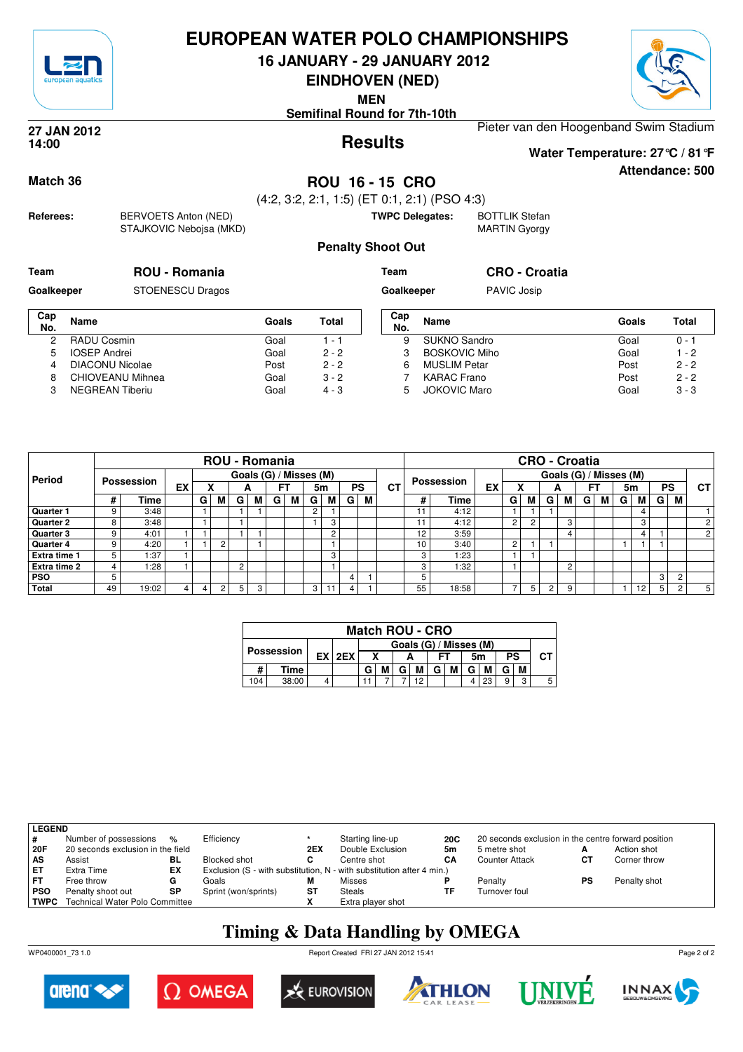# EUROPEAN WATER POLO CHAMPIONSHIPS

## 16 JANUARY - 29 JANUARY 2012

## EINDHOVEN (NED)

**MEN**

**Semifinal Round for 7th-10th**

**27 JAN 2012**
**14:00**

## Results

Pieter van den Hoogenband Swim Stadium

**Water Temperature: 27°C / 81°F**

**Attendance: 500**

**Match 36**

## ROU 16 - 15 CRO

(4:2, 3:2, 2:1, 1:5) (ET 0:1, 2:1) (PSO 4:3)

**Referees:** BERVOETS Anton (NED), STAJKOVIC Nebojsa (MKD)

**TWPC Delegates:** BOTTLIK Stefan, MARTIN Gyorgy

### Penalty Shoot Out

**Team** ROU - Romania
**Goalkeeper** STOENESCU Dragos

| Cap No. | Name | Goals | Total |
|---|---|---|---|
| 2 | RADU Cosmin | Goal | 1 - 1 |
| 5 | IOSEP Andrei | Goal | 2 - 2 |
| 4 | DIACONU Nicolae | Post | 2 - 2 |
| 8 | CHIOVEANU Mihnea | Goal | 3 - 2 |
| 3 | NEGREAN Tiberiu | Goal | 4 - 3 |

**Team** CRO - Croatia
**Goalkeeper** PAVIC Josip

| Cap No. | Name | Goals | Total |
|---|---|---|---|
| 9 | SUKNO Sandro | Goal | 0 - 1 |
| 3 | BOSKOVIC Miho | Goal | 1 - 2 |
| 6 | MUSLIM Petar | Post | 2 - 2 |
| 7 | KARAC Frano | Post | 2 - 2 |
| 5 | JOKOVIC Maro | Goal | 3 - 3 |

| Period | ROU - Romania | | | | | | | | | | | | | | CRO - Croatia | | | | | | | | | | | | | |
|---|---|---|---|---|---|---|---|---|---|---|---|---|---|---|---|---|---|---|---|---|---|---|---|---|---|---|---|---|
| | Possession | | EX | Goals (G) / Misses (M) | | | | | | | | | | CT | Possession | | EX | Goals (G) / Misses (M) | | | | | | | | | | CT |
| | | | | X | | A | | FT | | 5m | | PS | | | | | | X | | A | | FT | | 5m | | PS | | |
| | # | Time | | G | M | G | M | G | M | G | M | G | M | | # | Time | | G | M | G | M | G | M | G | M | G | M | |
| Quarter 1 | 9 | 3:48 | | 1 | | 1 | 1 | | | 2 | 1 | | | | 11 | 4:12 | | 1 | 1 | 1 | | | | | 4 | | | 1 |
| Quarter 2 | 8 | 3:48 | | 1 | | 1 | | | | 1 | 3 | | | | 11 | 4:12 | | 2 | 2 | | 3 | | | | 3 | | | 2 |
| Quarter 3 | 9 | 4:01 | 1 | 1 | | 1 | 1 | | | | 2 | | | | 12 | 3:59 | | | | | 4 | | | | 4 | | | 2 |
| Quarter 4 | 9 | 4:20 | 1 | 1 | 2 | | 1 | | | | 1 | | | | 10 | 3:40 | | 2 | 1 | 1 | | | | 1 | 1 | 1 | | |
| Extra time 1 | 5 | 1:37 | 1 | | | | | | | | 3 | | | | 3 | 1:23 | | 1 | 1 | | | | | | | | | |
| Extra time 2 | 4 | 1:28 | 1 | | | 2 | | | | | 1 | | | | 3 | 1:32 | | 1 | | | 2 | | | | | | | |
| PSO | 5 | | | | | | | | | | | 4 | 1 | | 5 | | | | | | | | | | | 3 | 2 | |
| Total | 49 | 19:02 | 4 | 4 | 2 | 5 | 3 | | | 3 | 11 | 4 | 1 | | 55 | 18:58 | | 7 | 5 | 2 | 9 | | | 1 | 12 | 5 | 2 | 5 |

| Match ROU - CRO | | | | | | | | | | | | | | |
|---|---|---|---|---|---|---|---|---|---|---|---|---|---|---|
| Possession | | EX | 2EX | Goals (G) / Misses (M) | | | | | | | | | | CT |
| | | | | X | | A | | FT | | 5m | | PS | | |
| # | Time | | | G | M | G | M | G | M | G | M | G | M | |
| 104 | 38:00 | 4 | | 11 | 7 | 7 | 12 | | | 4 | 23 | 9 | 3 | 5 |

| LEGEND | | | | | | | |
|---|---|---|---|---|---|---|---|
| # | Number of possessions | % | Efficiency | * | Starting line-up | 20C | 20 seconds exclusion in the centre forward position |
| 20F | 20 seconds exclusion in the field | 2EX | Double Exclusion | 5m | 5 metre shot | A | Action shot |
| AS | Assist | BL | Blocked shot | C | Centre shot | CA | Counter Attack |
| CT | Corner throw | ET | Extra Time | EX | Exclusion (S - with substitution, N - with substitution after 4 min.) | | |
| FT | Free throw | G | Goals | M | Misses | P | Penalty |
| PS | Penalty shot | PSO | Penalty shoot out | SP | Sprint (won/sprints) | ST | Steals |
| TF | Turnover foul | TWPC | Technical Water Polo Committee | X | Extra player shot | | |

## Timing & Data Handling by OMEGA

WP0400001_73 1.0 Report Created FRI 27 JAN 2012 15:41